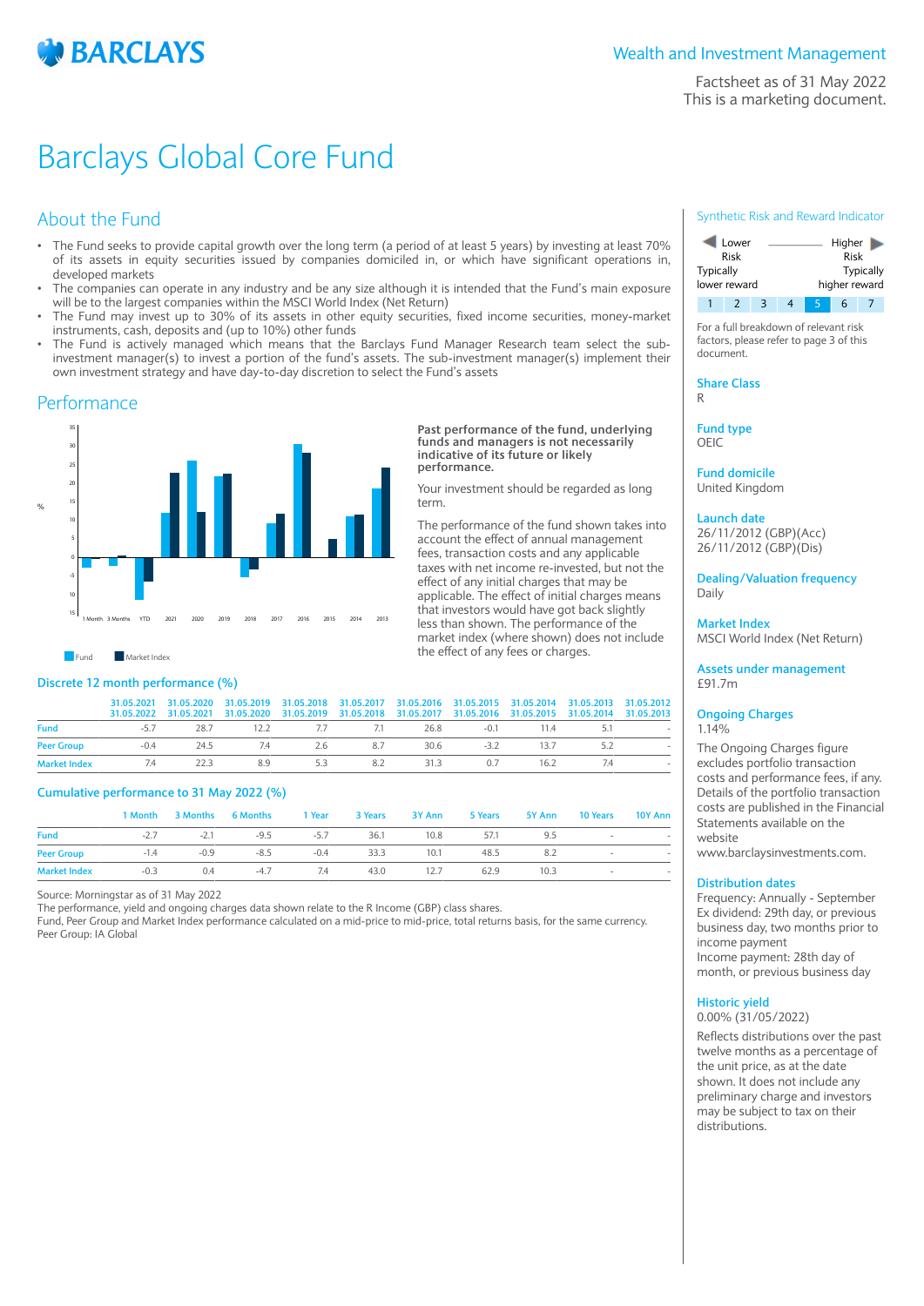# Barclays Global Core Fund

Wealth and Investment Management

Factsheet as of 31 May 2022
This is a marketing document.

## About the Fund

- The Fund seeks to provide capital growth over the long term (a period of at least 5 years) by investing at least 70% of its assets in equity securities issued by companies domiciled in, or which have significant operations in, developed markets
- The companies can operate in any industry and be any size although it is intended that the Fund's main exposure will be to the largest companies within the MSCI World Index (Net Return)
- The Fund may invest up to 30% of its assets in other equity securities, fixed income securities, money-market instruments, cash, deposits and (up to 10%) other funds
- The Fund is actively managed which means that the Barclays Fund Manager Research team select the sub-investment manager(s) to invest a portion of the fund's assets. The sub-investment manager(s) implement their own investment strategy and have day-to-day discretion to select the Fund's assets

## Performance

**Past performance of the fund, underlying funds and managers is not necessarily indicative of its future or likely performance.**

Your investment should be regarded as long term.

The performance of the fund shown takes into account the effect of annual management fees, transaction costs and any applicable taxes with net income re-invested, but not the effect of any initial charges that may be applicable. The effect of initial charges means that investors would have got back slightly less than shown. The performance of the market index (where shown) does not include the effect of any fees or charges.

### Discrete 12 month performance (%)

| | 31.05.2021 31.05.2022 | 31.05.2020 31.05.2021 | 31.05.2019 31.05.2020 | 31.05.2018 31.05.2019 | 31.05.2017 31.05.2018 | 31.05.2016 31.05.2017 | 31.05.2015 31.05.2016 | 31.05.2014 31.05.2015 | 31.05.2013 31.05.2014 | 31.05.2012 31.05.2013 |
|---|---|---|---|---|---|---|---|---|---|---|
| Fund | -5.7 | 28.7 | 12.2 | 7.7 | 7.1 | 26.8 | -0.1 | 11.4 | 5.1 | - |
| Peer Group | -0.4 | 24.5 | 7.4 | 2.6 | 8.7 | 30.6 | -3.2 | 13.7 | 5.2 | - |
| Market Index | 7.4 | 22.3 | 8.9 | 5.3 | 8.2 | 31.3 | 0.7 | 16.2 | 7.4 | - |

### Cumulative performance to 31 May 2022 (%)

| | 1 Month | 3 Months | 6 Months | 1 Year | 3 Years | 3Y Ann | 5 Years | 5Y Ann | 10 Years | 10Y Ann |
|---|---|---|---|---|---|---|---|---|---|---|
| Fund | -2.7 | -2.1 | -9.5 | -5.7 | 36.1 | 10.8 | 57.1 | 9.5 | - | - |
| Peer Group | -1.4 | -0.9 | -8.5 | -0.4 | 33.3 | 10.1 | 48.5 | 8.2 | - | - |
| Market Index | -0.3 | 0.4 | -4.7 | 7.4 | 43.0 | 12.7 | 62.9 | 10.3 | - | - |

Source: Morningstar as of 31 May 2022
The performance, yield and ongoing charges data shown relate to the R Income (GBP) class shares.
Fund, Peer Group and Market Index performance calculated on a mid-price to mid-price, total returns basis, for the same currency.
Peer Group: IA Global

## Synthetic Risk and Reward Indicator

Lower Risk — Higher Risk
Typically lower reward — Typically higher reward

| 1 | 2 | 3 | 4 | **5** | 6 | 7 |
|---|---|---|---|---|---|---|

For a full breakdown of relevant risk factors, please refer to page 3 of this document.

**Share Class**
R

**Fund type**
OEIC

**Fund domicile**
United Kingdom

**Launch date**
26/11/2012 (GBP)(Acc)
26/11/2012 (GBP)(Dis)

**Dealing/Valuation frequency**
Daily

**Market Index**
MSCI World Index (Net Return)

**Assets under management**
£91.7m

**Ongoing Charges**
1.14%

The Ongoing Charges figure excludes portfolio transaction costs and performance fees, if any. Details of the portfolio transaction costs are published in the Financial Statements available on the website www.barclaysinvestments.com.

**Distribution dates**
Frequency: Annually - September
Ex dividend: 29th day, or previous business day, two months prior to income payment
Income payment: 28th day of month, or previous business day

**Historic yield**
0.00% (31/05/2022)

Reflects distributions over the past twelve months as a percentage of the unit price, as at the date shown. It does not include any preliminary charge and investors may be subject to tax on their distributions.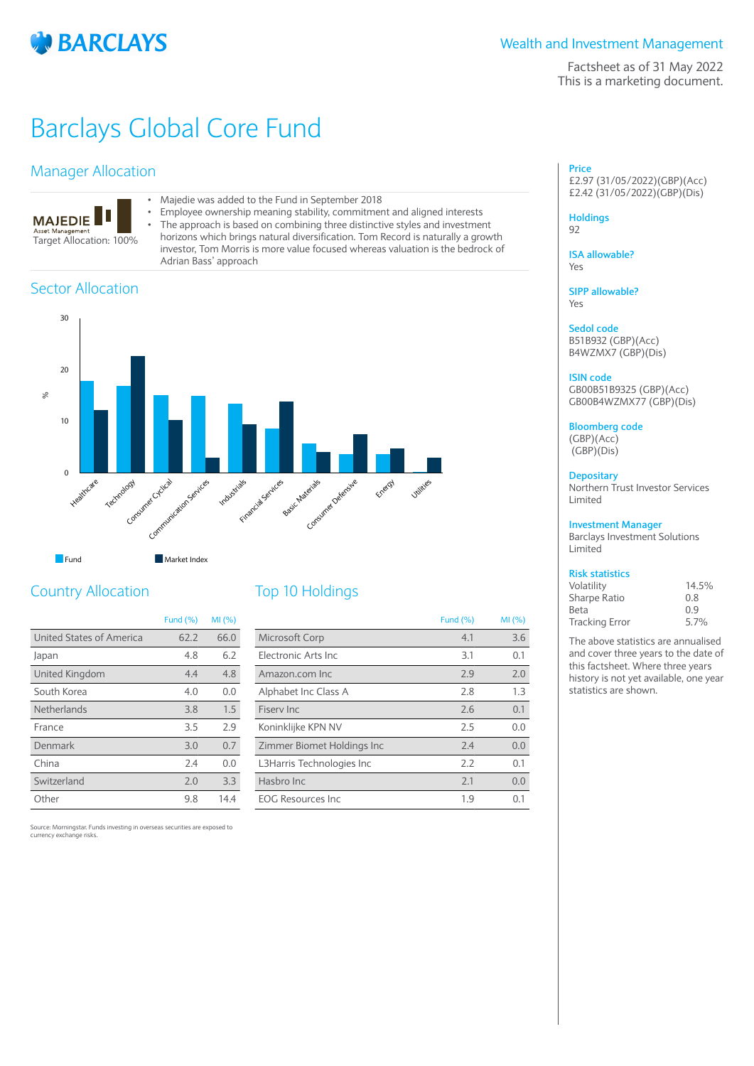# Barclays Global Core Fund

Wealth and Investment Management

Factsheet as of 31 May 2022
This is a marketing document.

## Manager Allocation

**MAJEDIE** Asset Management
Target Allocation: 100%

- Majedie was added to the Fund in September 2018
- Employee ownership meaning stability, commitment and aligned interests
- The approach is based on combining three distinctive styles and investment horizons which brings natural diversification. Tom Record is naturally a growth investor, Tom Morris is more value focused whereas valuation is the bedrock of Adrian Bass' approach

## Sector Allocation

| Sector | Fund (%) | Market Index (%) |
|---|---|---|
| Healthcare | ~17.8 | ~12.2 |
| Technology | ~16.9 | ~22.7 |
| Consumer Cyclical | ~15.1 | ~10.2 |
| Communication Services | ~14.9 | ~2.9 |
| Industrials | ~13.4 | ~9.4 |
| Financial Services | ~8.6 | ~13.8 |
| Basic Materials | ~5.7 | ~4.0 |
| Consumer Defensive | ~3.6 | ~7.5 |
| Energy | ~3.6 | ~4.7 |
| Utilities | ~0.2 | ~2.9 |

## Country Allocation

| | Fund (%) | MI (%) |
|---|---|---|
| United States of America | 62.2 | 66.0 |
| Japan | 4.8 | 6.2 |
| United Kingdom | 4.4 | 4.8 |
| South Korea | 4.0 | 0.0 |
| Netherlands | 3.8 | 1.5 |
| France | 3.5 | 2.9 |
| Denmark | 3.0 | 0.7 |
| China | 2.4 | 0.0 |
| Switzerland | 2.0 | 3.3 |
| Other | 9.8 | 14.4 |

## Top 10 Holdings

| | Fund (%) | MI (%) |
|---|---|---|
| Microsoft Corp | 4.1 | 3.6 |
| Electronic Arts Inc | 3.1 | 0.1 |
| Amazon.com Inc | 2.9 | 2.0 |
| Alphabet Inc Class A | 2.8 | 1.3 |
| Fiserv Inc | 2.6 | 0.1 |
| Koninklijke KPN NV | 2.5 | 0.0 |
| Zimmer Biomet Holdings Inc | 2.4 | 0.0 |
| L3Harris Technologies Inc | 2.2 | 0.1 |
| Hasbro Inc | 2.1 | 0.0 |
| EOG Resources Inc | 1.9 | 0.1 |

Source: Morningstar. Funds investing in overseas securities are exposed to currency exchange risks.

**Price**
£2.97 (31/05/2022)(GBP)(Acc)
£2.42 (31/05/2022)(GBP)(Dis)

**Holdings**
92

**ISA allowable?**
Yes

**SIPP allowable?**
Yes

**Sedol code**
B51B932 (GBP)(Acc)
B4WZMX7 (GBP)(Dis)

**ISIN code**
GB00B51B9325 (GBP)(Acc)
GB00B4WZMX77 (GBP)(Dis)

**Bloomberg code**
(GBP)(Acc)
(GBP)(Dis)

**Depositary**
Northern Trust Investor Services Limited

**Investment Manager**
Barclays Investment Solutions Limited

**Risk statistics**

| | |
|---|---|
| Volatility | 14.5% |
| Sharpe Ratio | 0.8 |
| Beta | 0.9 |
| Tracking Error | 5.7% |

The above statistics are annualised and cover three years to the date of this factsheet. Where three years history is not yet available, one year statistics are shown.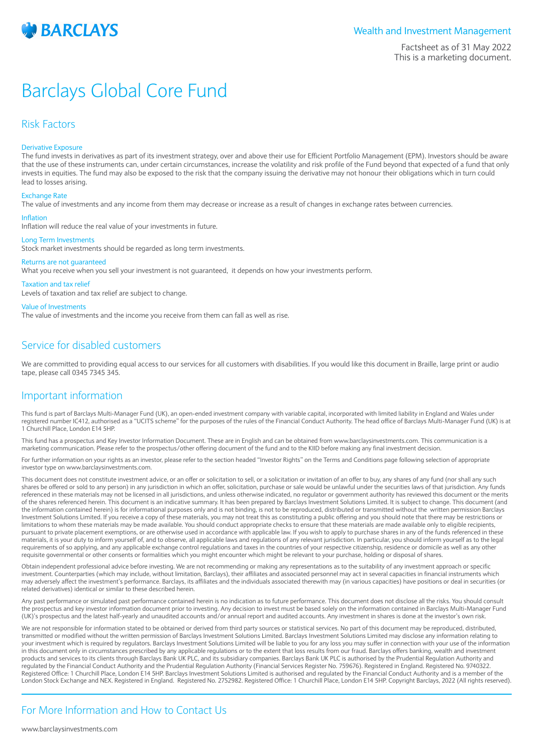BARCLAYS

Wealth and Investment Management

Factsheet as of 31 May 2022
This is a marketing document.

# Barclays Global Core Fund

## Risk Factors

### Derivative Exposure

The fund invests in derivatives as part of its investment strategy, over and above their use for Efficient Portfolio Management (EPM). Investors should be aware that the use of these instruments can, under certain circumstances, increase the volatility and risk profile of the Fund beyond that expected of a fund that only invests in equities. The fund may also be exposed to the risk that the company issuing the derivative may not honour their obligations which in turn could lead to losses arising.

### Exchange Rate

The value of investments and any income from them may decrease or increase as a result of changes in exchange rates between currencies.

### Inflation

Inflation will reduce the real value of your investments in future.

### Long Term Investments

Stock market investments should be regarded as long term investments.

### Returns are not guaranteed

What you receive when you sell your investment is not guaranteed, it depends on how your investments perform.

### Taxation and tax relief

Levels of taxation and tax relief are subject to change.

### Value of Investments

The value of investments and the income you receive from them can fall as well as rise.

## Service for disabled customers

We are committed to providing equal access to our services for all customers with disabilities. If you would like this document in Braille, large print or audio tape, please call 0345 7345 345.

## Important information

This fund is part of Barclays Multi-Manager Fund (UK), an open-ended investment company with variable capital, incorporated with limited liability in England and Wales under registered number IC412, authorised as a "UCITS scheme" for the purposes of the rules of the Financial Conduct Authority. The head office of Barclays Multi-Manager Fund (UK) is at 1 Churchill Place, London E14 5HP.

This fund has a prospectus and Key Investor Information Document. These are in English and can be obtained from www.barclaysinvestments.com. This communication is a marketing communication. Please refer to the prospectus/other offering document of the fund and to the KIID before making any final investment decision.

For further information on your rights as an investor, please refer to the section headed "Investor Rights" on the Terms and Conditions page following selection of appropriate investor type on www.barclaysinvestments.com.

This document does not constitute investment advice, or an offer or solicitation to sell, or a solicitation or invitation of an offer to buy, any shares of any fund (nor shall any such shares be offered or sold to any person) in any jurisdiction in which an offer, solicitation, purchase or sale would be unlawful under the securities laws of that jurisdiction. Any funds referenced in these materials may not be licensed in all jurisdictions, and unless otherwise indicated, no regulator or government authority has reviewed this document or the merits of the shares referenced herein. This document is an indicative summary. It has been prepared by Barclays Investment Solutions Limited. It is subject to change. This document (and the information contained herein) is for informational purposes only and is not binding, is not to be reproduced, distributed or transmitted without the written permission Barclays Investment Solutions Limited. If you receive a copy of these materials, you may not treat this as constituting a public offering and you should note that there may be restrictions or limitations to whom these materials may be made available. You should conduct appropriate checks to ensure that these materials are made available only to eligible recipients, pursuant to private placement exemptions, or are otherwise used in accordance with applicable law. If you wish to apply to purchase shares in any of the funds referenced in these materials, it is your duty to inform yourself of, and to observe, all applicable laws and regulations of any relevant jurisdiction. In particular, you should inform yourself as to the legal requirements of so applying, and any applicable exchange control regulations and taxes in the countries of your respective citizenship, residence or domicile as well as any other requisite governmental or other consents or formalities which you might encounter which might be relevant to your purchase, holding or disposal of shares.

Obtain independent professional advice before investing. We are not recommending or making any representations as to the suitability of any investment approach or specific investment. Counterparties (which may include, without limitation, Barclays), their affiliates and associated personnel may act in several capacities in financial instruments which may adversely affect the investment's performance. Barclays, its affiliates and the individuals associated therewith may (in various capacities) have positions or deal in securities (or related derivatives) identical or similar to these described herein.

Any past performance or simulated past performance contained herein is no indication as to future performance. This document does not disclose all the risks. You should consult the prospectus and key investor information document prior to investing. Any decision to invest must be based solely on the information contained in Barclays Multi-Manager Fund (UK)'s prospectus and the latest half-yearly and unaudited accounts and/or annual report and audited accounts. Any investment in shares is done at the investor's own risk.

We are not responsible for information stated to be obtained or derived from third party sources or statistical services. No part of this document may be reproduced, distributed, transmitted or modified without the written permission of Barclays Investment Solutions Limited. Barclays Investment Solutions Limited may disclose any information relating to your investment which is required by regulators. Barclays Investment Solutions Limited will be liable to you for any loss you may suffer in connection with your use of the information in this document only in circumstances prescribed by any applicable regulations or to the extent that loss results from our fraud. Barclays offers banking, wealth and investment products and services to its clients through Barclays Bank UK PLC, and its subsidiary companies. Barclays Bank UK PLC is authorised by the Prudential Regulation Authority and regulated by the Financial Conduct Authority and the Prudential Regulation Authority (Financial Services Register No. 759676). Registered in England. Registered No. 9740322. Registered Office: 1 Churchill Place, London E14 5HP. Barclays Investment Solutions Limited is authorised and regulated by the Financial Conduct Authority and is a member of the London Stock Exchange and NEX. Registered in England. Registered No. 2752982. Registered Office: 1 Churchill Place, London E14 5HP. Copyright Barclays, 2022 (All rights reserved).

## For More Information and How to Contact Us

www.barclaysinvestments.com